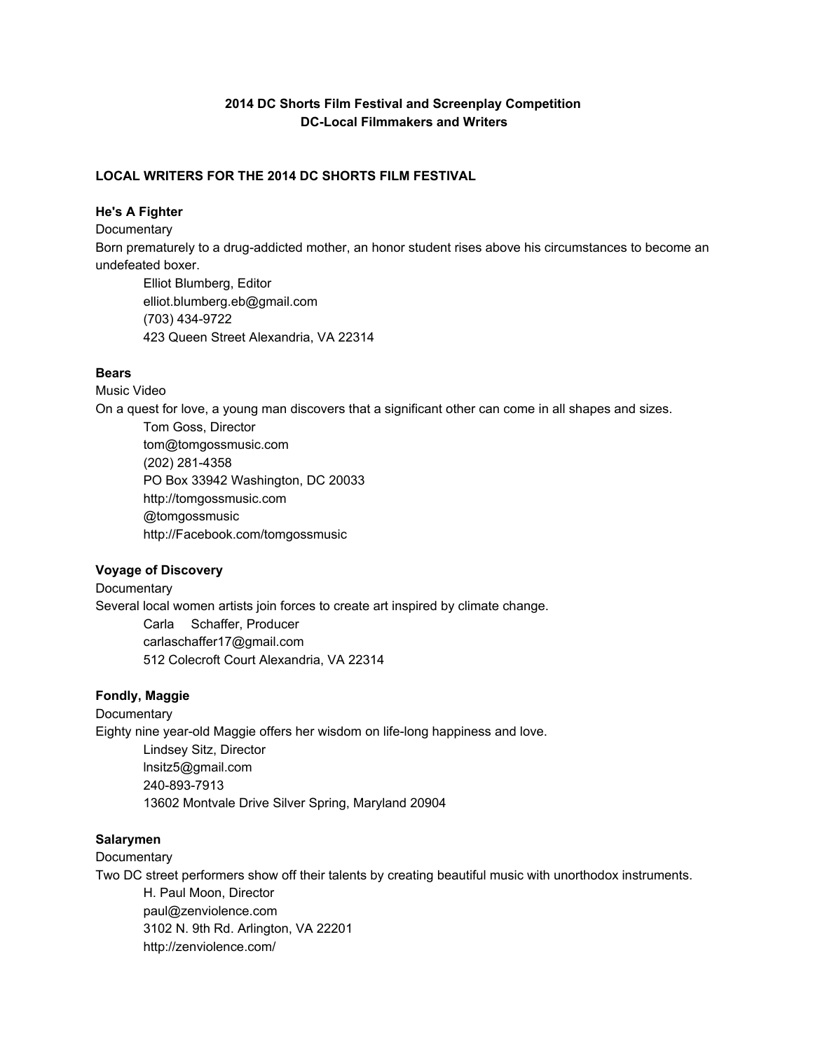**2014 DC Shorts Film Festival and Screenplay Competition**
**DC-Local Filmmakers and Writers**

## LOCAL WRITERS FOR THE 2014 DC SHORTS FILM FESTIVAL

### He's A Fighter

Documentary

Born prematurely to a drug-addicted mother, an honor student rises above his circumstances to become an undefeated boxer.

Elliot Blumberg, Editor
elliot.blumberg.eb@gmail.com
(703) 434-9722
423 Queen Street Alexandria, VA 22314

### Bears

Music Video

On a quest for love, a young man discovers that a significant other can come in all shapes and sizes.

Tom Goss, Director
tom@tomgossmusic.com
(202) 281-4358
PO Box 33942 Washington, DC 20033
http://tomgossmusic.com
@tomgossmusic
http://Facebook.com/tomgossmusic

### Voyage of Discovery

Documentary

Several local women artists join forces to create art inspired by climate change.

Carla Schaffer, Producer
carlaschaffer17@gmail.com
512 Colecroft Court Alexandria, VA 22314

### Fondly, Maggie

Documentary

Eighty nine year-old Maggie offers her wisdom on life-long happiness and love.

Lindsey Sitz, Director
lnsitz5@gmail.com
240-893-7913
13602 Montvale Drive Silver Spring, Maryland 20904

### Salarymen

Documentary

Two DC street performers show off their talents by creating beautiful music with unorthodox instruments.

H. Paul Moon, Director
paul@zenviolence.com
3102 N. 9th Rd. Arlington, VA 22201
http://zenviolence.com/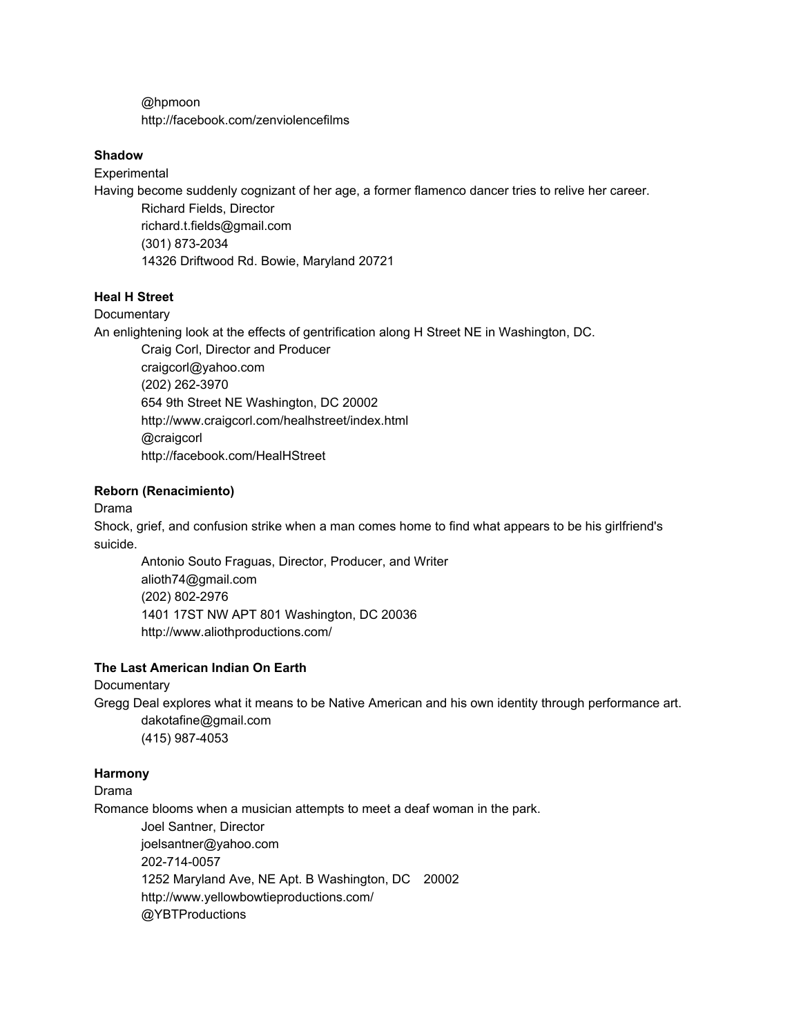@hpmoon
http://facebook.com/zenviolencefilms

**Shadow**

Experimental

Having become suddenly cognizant of her age, a former flamenco dancer tries to relive her career.

Richard Fields, Director
richard.t.fields@gmail.com
(301) 873-2034
14326 Driftwood Rd. Bowie, Maryland 20721

**Heal H Street**

Documentary

An enlightening look at the effects of gentrification along H Street NE in Washington, DC.

Craig Corl, Director and Producer
craigcorl@yahoo.com
(202) 262-3970
654 9th Street NE Washington, DC 20002
http://www.craigcorl.com/healhstreet/index.html
@craigcorl
http://facebook.com/HealHStreet

**Reborn (Renacimiento)**

Drama

Shock, grief, and confusion strike when a man comes home to find what appears to be his girlfriend's suicide.

Antonio Souto Fraguas, Director, Producer, and Writer
alioth74@gmail.com
(202) 802-2976
1401 17ST NW APT 801 Washington, DC 20036
http://www.aliothproductions.com/

**The Last American Indian On Earth**

Documentary

Gregg Deal explores what it means to be Native American and his own identity through performance art.

dakotafine@gmail.com
(415) 987-4053

**Harmony**

Drama

Romance blooms when a musician attempts to meet a deaf woman in the park.

Joel Santner, Director
joelsantner@yahoo.com
202-714-0057
1252 Maryland Ave, NE Apt. B Washington, DC 20002
http://www.yellowbowtieproductions.com/
@YBTProductions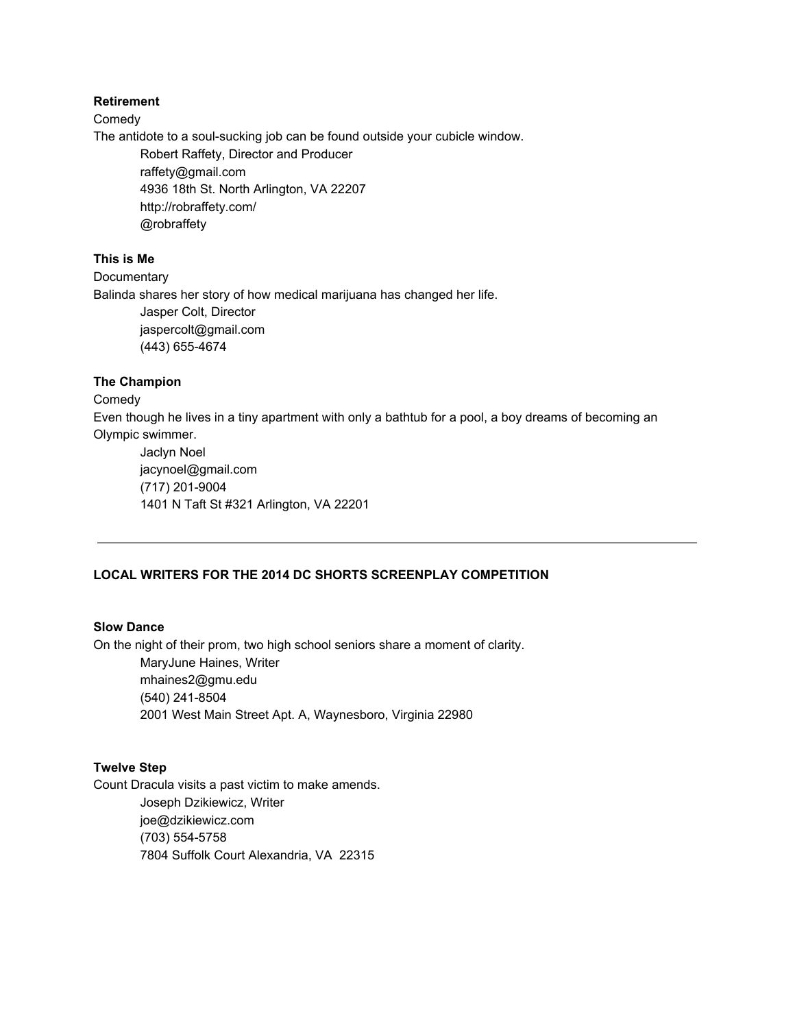**Retirement**
Comedy
The antidote to a soul-sucking job can be found outside your cubicle window.

> Robert Raffety, Director and Producer
> raffety@gmail.com
> 4936 18th St. North Arlington, VA 22207
> http://robraffety.com/
> @robraffety

**This is Me**
Documentary
Balinda shares her story of how medical marijuana has changed her life.

> Jasper Colt, Director
> jaspercolt@gmail.com
> (443) 655-4674

**The Champion**
Comedy
Even though he lives in a tiny apartment with only a bathtub for a pool, a boy dreams of becoming an Olympic swimmer.

> Jaclyn Noel
> jacynoel@gmail.com
> (717) 201-9004
> 1401 N Taft St #321 Arlington, VA 22201

---

**LOCAL WRITERS FOR THE 2014 DC SHORTS SCREENPLAY COMPETITION**

**Slow Dance**
On the night of their prom, two high school seniors share a moment of clarity.

> MaryJune Haines, Writer
> mhaines2@gmu.edu
> (540) 241-8504
> 2001 West Main Street Apt. A, Waynesboro, Virginia 22980

**Twelve Step**
Count Dracula visits a past victim to make amends.

> Joseph Dzikiewicz, Writer
> joe@dzikiewicz.com
> (703) 554-5758
> 7804 Suffolk Court Alexandria, VA 22315